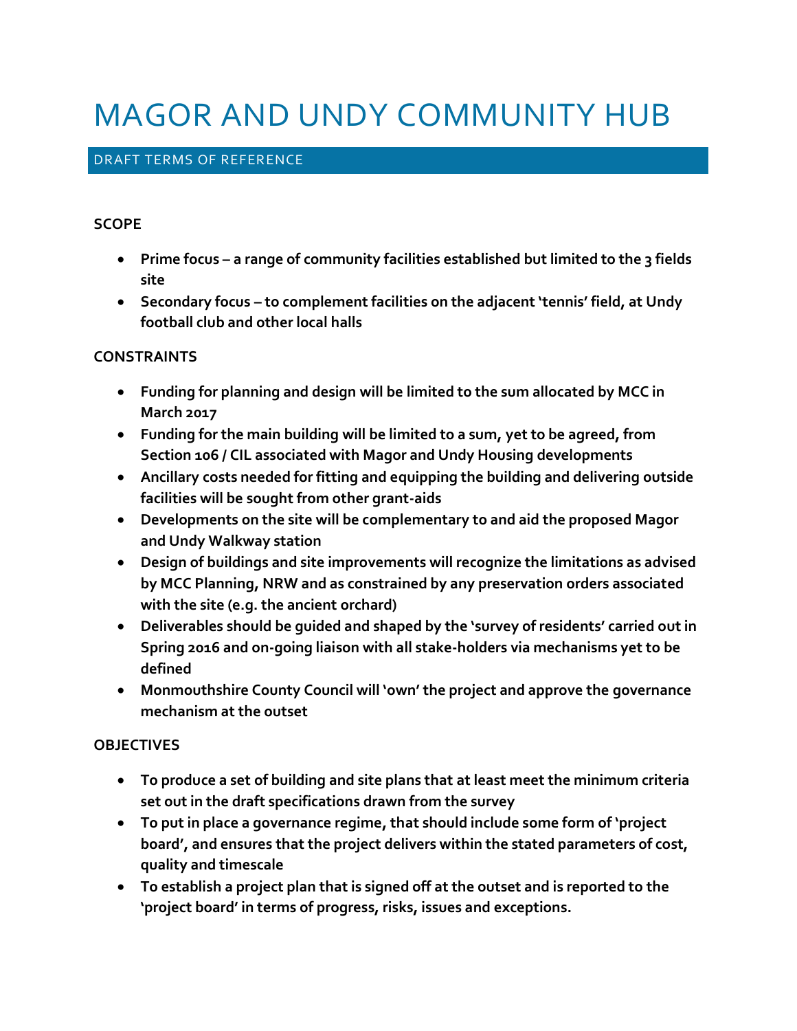# MAGOR AND UNDY COMMUNITY HUB

## DRAFT TERMS OF REFERENCE

**SCOPE**

- **Prime focus – a range of community facilities established but limited to the 3 fields site**
- **Secondary focus – to complement facilities on the adjacent 'tennis' field, at Undy football club and other local halls**

**CONSTRAINTS**

- **Funding for planning and design will be limited to the sum allocated by MCC in March 2017**
- **Funding for the main building will be limited to a sum, yet to be agreed, from Section 106 / CIL associated with Magor and Undy Housing developments**
- **Ancillary costs needed for fitting and equipping the building and delivering outside facilities will be sought from other grant-aids**
- **Developments on the site will be complementary to and aid the proposed Magor and Undy Walkway station**
- **Design of buildings and site improvements will recognize the limitations as advised by MCC Planning, NRW and as constrained by any preservation orders associated with the site (e.g. the ancient orchard)**
- **Deliverables should be guided and shaped by the 'survey of residents' carried out in Spring 2016 and on-going liaison with all stake-holders via mechanisms yet to be defined**
- **Monmouthshire County Council will 'own' the project and approve the governance mechanism at the outset**

**OBJECTIVES**

- **To produce a set of building and site plans that at least meet the minimum criteria set out in the draft specifications drawn from the survey**
- **To put in place a governance regime, that should include some form of 'project board', and ensures that the project delivers within the stated parameters of cost, quality and timescale**
- **To establish a project plan that is signed off at the outset and is reported to the 'project board' in terms of progress, risks, issues and exceptions.**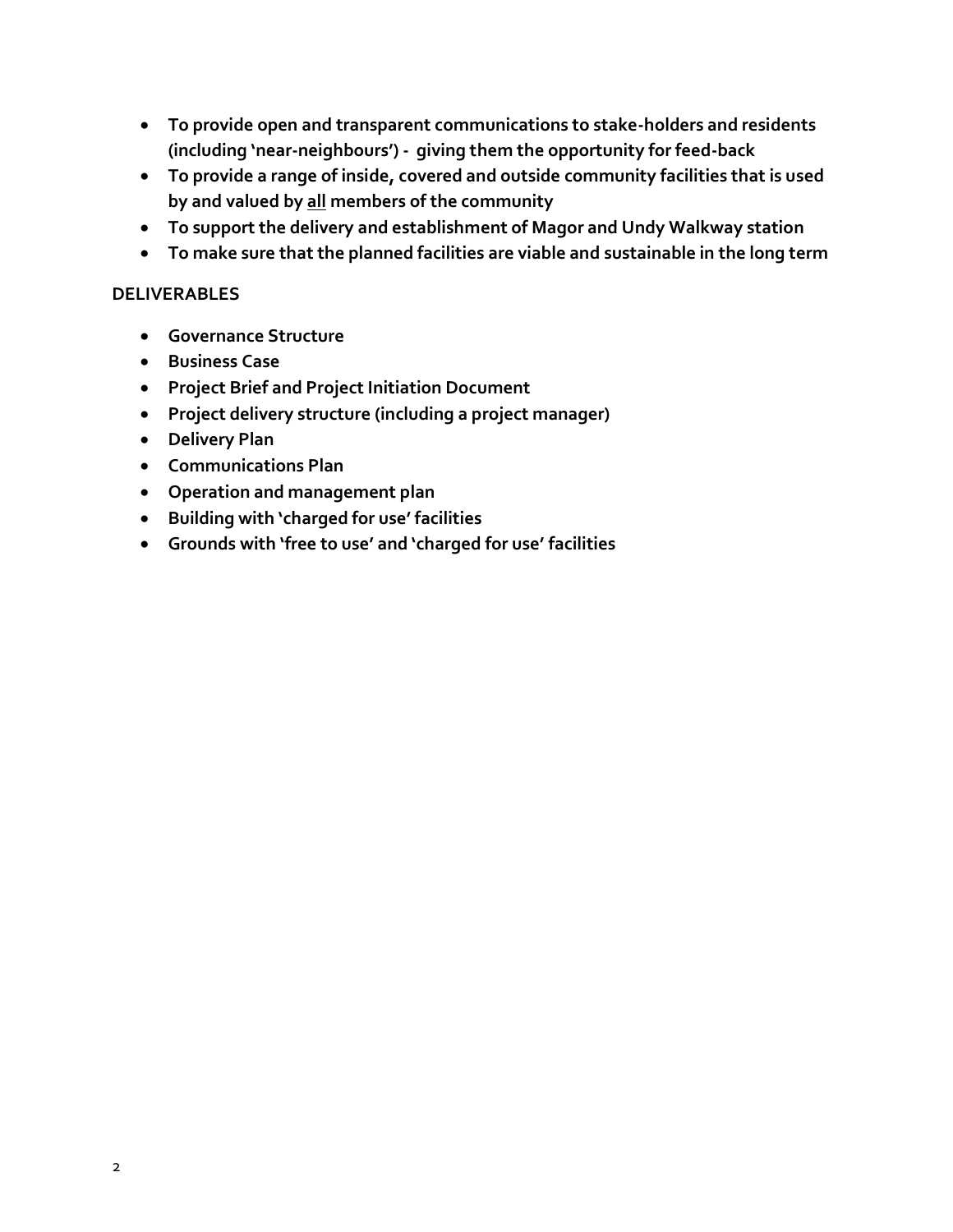- **To provide open and transparent communications to stake-holders and residents (including 'near-neighbours') - giving them the opportunity for feed-back**
- **To provide a range of inside, covered and outside community facilities that is used by and valued by <u>all</u> members of the community**
- **To support the delivery and establishment of Magor and Undy Walkway station**
- **To make sure that the planned facilities are viable and sustainable in the long term**

**DELIVERABLES**

- **Governance Structure**
- **Business Case**
- **Project Brief and Project Initiation Document**
- **Project delivery structure (including a project manager)**
- **Delivery Plan**
- **Communications Plan**
- **Operation and management plan**
- **Building with 'charged for use' facilities**
- **Grounds with 'free to use' and 'charged for use' facilities**